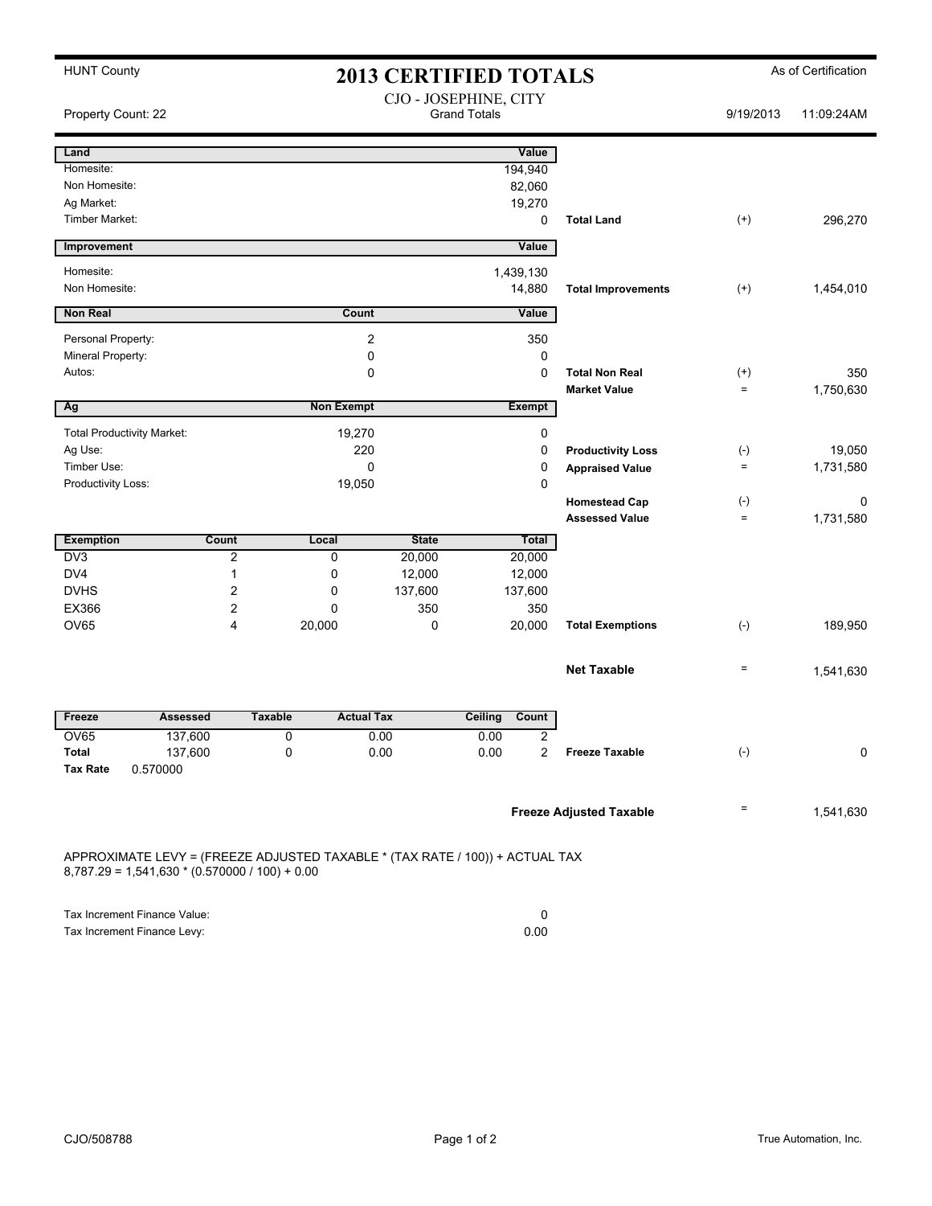HUNT County

# 2013 CERTIFIED TOTALS

As of Certification

Property Count: 22

CJO - JOSEPHINE, CITY
Grand Totals

9/19/2013 11:09:24AM

| Land | Value | | | |
|---|---|---|---|---|
| Homesite: | 194,940 | | | |
| Non Homesite: | 82,060 | | | |
| Ag Market: | 19,270 | | | |
| Timber Market: | 0 | **Total Land** | (+) | 296,270 |

| Improvement | Value | | | |
|---|---|---|---|---|
| Homesite: | 1,439,130 | | | |
| Non Homesite: | 14,880 | **Total Improvements** | (+) | 1,454,010 |

| Non Real | Count | Value | | | |
|---|---|---|---|---|---|
| Personal Property: | 2 | 350 | | | |
| Mineral Property: | 0 | 0 | | | |
| Autos: | 0 | 0 | **Total Non Real** | (+) | 350 |
| | | | **Market Value** | = | 1,750,630 |

| Ag | Non Exempt | Exempt | | | |
|---|---|---|---|---|---|
| Total Productivity Market: | 19,270 | 0 | | | |
| Ag Use: | 220 | 0 | **Productivity Loss** | (-) | 19,050 |
| Timber Use: | 0 | 0 | **Appraised Value** | = | 1,731,580 |
| Productivity Loss: | 19,050 | 0 | | | |
| | | | **Homestead Cap** | (-) | 0 |
| | | | **Assessed Value** | = | 1,731,580 |

| Exemption | Count | Local | State | Total | | | |
|---|---|---|---|---|---|---|---|
| DV3 | 2 | 0 | 20,000 | 20,000 | | | |
| DV4 | 1 | 0 | 12,000 | 12,000 | | | |
| DVHS | 2 | 0 | 137,600 | 137,600 | | | |
| EX366 | 2 | 0 | 350 | 350 | | | |
| OV65 | 4 | 20,000 | 0 | 20,000 | **Total Exemptions** | (-) | 189,950 |
| | | | | | **Net Taxable** | = | 1,541,630 |

| Freeze | Assessed | Taxable | Actual Tax | Ceiling | Count | | | |
|---|---|---|---|---|---|---|---|---|
| OV65 | 137,600 | 0 | 0.00 | 0.00 | 2 | | | |
| **Total** | 137,600 | 0 | 0.00 | 0.00 | 2 | **Freeze Taxable** | (-) | 0 |
| **Tax Rate** | 0.570000 | | | | | | | |
| | | | | | | **Freeze Adjusted Taxable** | = | 1,541,630 |

APPROXIMATE LEVY = (FREEZE ADJUSTED TAXABLE * (TAX RATE / 100)) + ACTUAL TAX
8,787.29 = 1,541,630 * (0.570000 / 100) + 0.00

| | |
|---|---|
| Tax Increment Finance Value: | 0 |
| Tax Increment Finance Levy: | 0.00 |

CJO/508788

True Automation, Inc.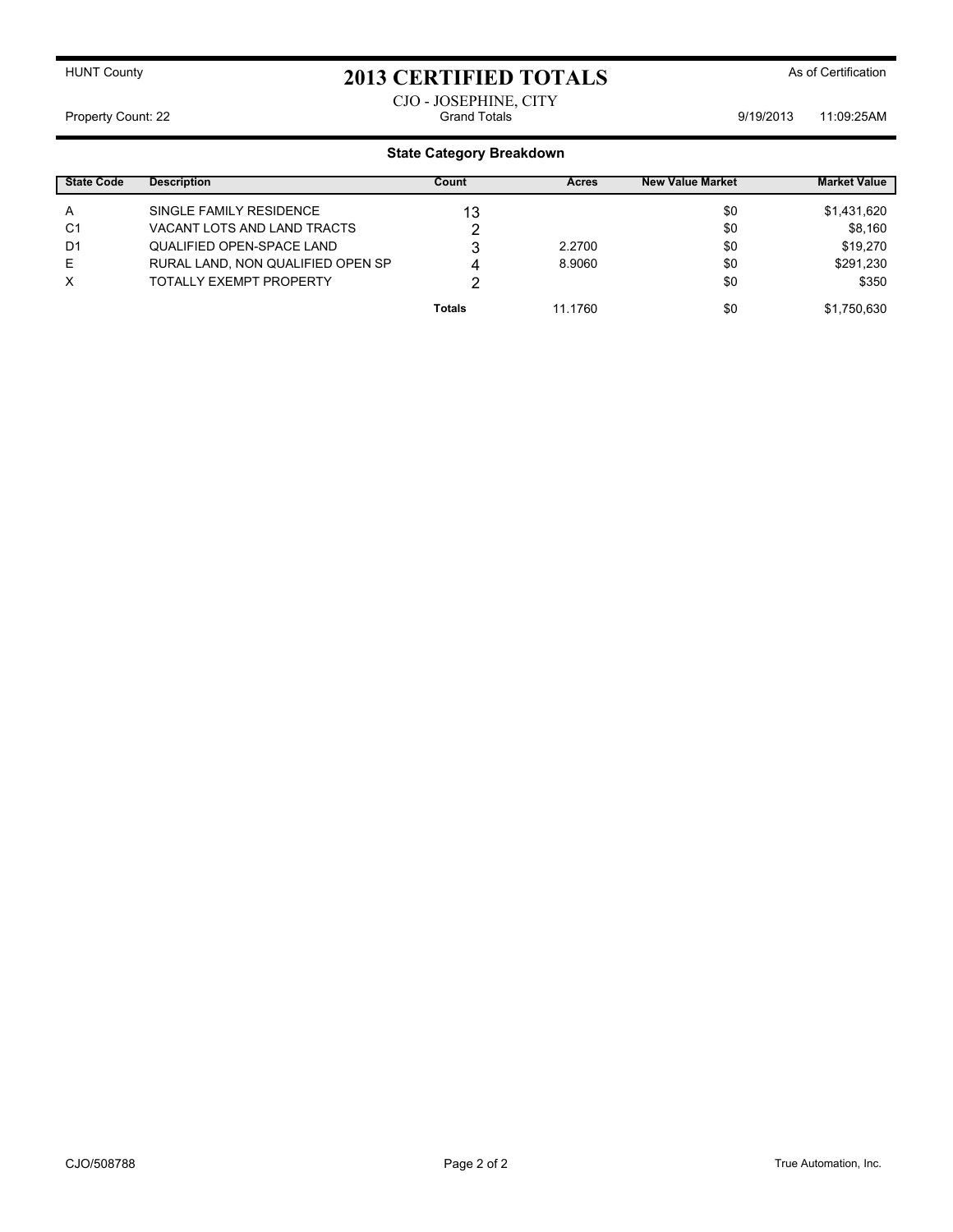HUNT County

# 2013 CERTIFIED TOTALS

As of Certification

CJO - JOSEPHINE, CITY
Grand Totals

Property Count: 22

9/19/2013 11:09:25AM

## State Category Breakdown

| State Code | Description | Count | Acres | New Value Market | Market Value |
|---|---|---|---|---|---|
| A | SINGLE FAMILY RESIDENCE | 13 | | $0 | $1,431,620 |
| C1 | VACANT LOTS AND LAND TRACTS | 2 | | $0 | $8,160 |
| D1 | QUALIFIED OPEN-SPACE LAND | 3 | 2.2700 | $0 | $19,270 |
| E | RURAL LAND, NON QUALIFIED OPEN SP | 4 | 8.9060 | $0 | $291,230 |
| X | TOTALLY EXEMPT PROPERTY | 2 | | $0 | $350 |
| | | **Totals** | 11.1760 | $0 | $1,750,630 |

CJO/508788

True Automation, Inc.